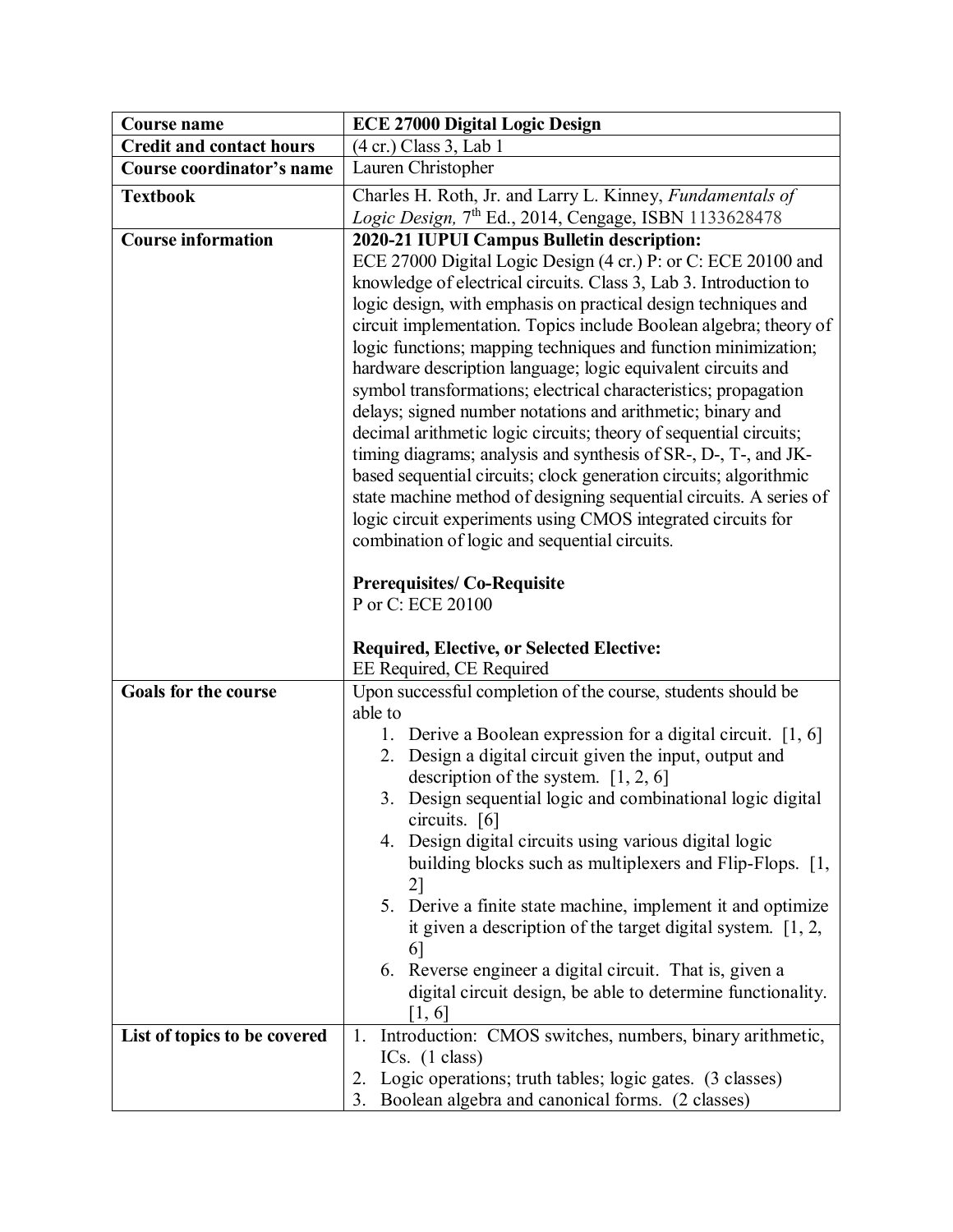| **Course name** | **ECE 27000 Digital Logic Design** |
|---|---|
| **Credit and contact hours** | (4 cr.) Class 3, Lab 1 |
| **Course coordinator's name** | Lauren Christopher |
| **Textbook** | Charles H. Roth, Jr. and Larry L. Kinney, *Fundamentals of Logic Design,* 7th Ed., 2014, Cengage, ISBN 1133628478 |
| **Course information** | **2020-21 IUPUI Campus Bulletin description:**<br>ECE 27000 Digital Logic Design (4 cr.) P: or C: ECE 20100 and knowledge of electrical circuits. Class 3, Lab 3. Introduction to logic design, with emphasis on practical design techniques and circuit implementation. Topics include Boolean algebra; theory of logic functions; mapping techniques and function minimization; hardware description language; logic equivalent circuits and symbol transformations; electrical characteristics; propagation delays; signed number notations and arithmetic; binary and decimal arithmetic logic circuits; theory of sequential circuits; timing diagrams; analysis and synthesis of SR-, D-, T-, and JK-based sequential circuits; clock generation circuits; algorithmic state machine method of designing sequential circuits. A series of logic circuit experiments using CMOS integrated circuits for combination of logic and sequential circuits.<br><br>**Prerequisites/ Co-Requisite**<br>P or C: ECE 20100<br><br>**Required, Elective, or Selected Elective:**<br>EE Required, CE Required |
| **Goals for the course** | Upon successful completion of the course, students should be able to<br>1. Derive a Boolean expression for a digital circuit. [1, 6]<br>2. Design a digital circuit given the input, output and description of the system. [1, 2, 6]<br>3. Design sequential logic and combinational logic digital circuits. [6]<br>4. Design digital circuits using various digital logic building blocks such as multiplexers and Flip-Flops. [1, 2]<br>5. Derive a finite state machine, implement it and optimize it given a description of the target digital system. [1, 2, 6]<br>6. Reverse engineer a digital circuit. That is, given a digital circuit design, be able to determine functionality. [1, 6] |
| **List of topics to be covered** | 1. Introduction: CMOS switches, numbers, binary arithmetic, ICs. (1 class)<br>2. Logic operations; truth tables; logic gates. (3 classes)<br>3. Boolean algebra and canonical forms. (2 classes) |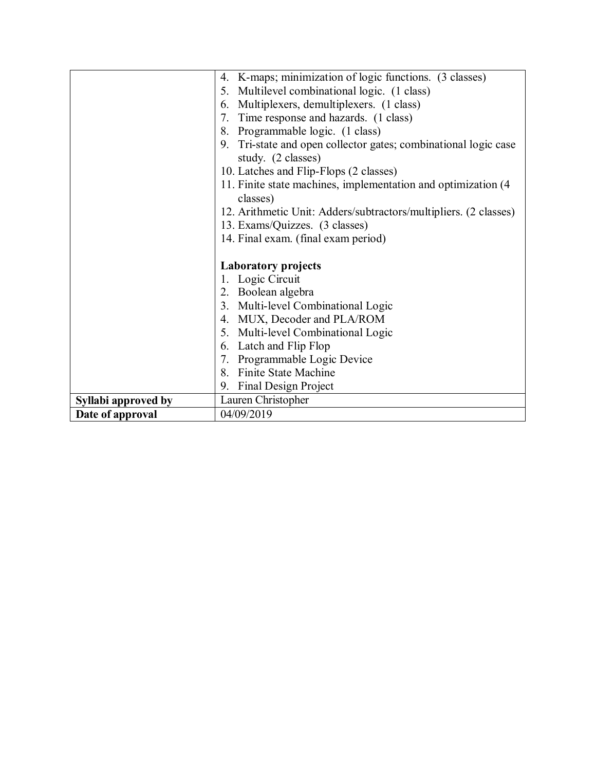| | |
|---|---|
| | 4. K-maps; minimization of logic functions. (3 classes)<br>5. Multilevel combinational logic. (1 class)<br>6. Multiplexers, demultiplexers. (1 class)<br>7. Time response and hazards. (1 class)<br>8. Programmable logic. (1 class)<br>9. Tri-state and open collector gates; combinational logic case study. (2 classes)<br>10. Latches and Flip-Flops (2 classes)<br>11. Finite state machines, implementation and optimization (4 classes)<br>12. Arithmetic Unit: Adders/subtractors/multipliers. (2 classes)<br>13. Exams/Quizzes. (3 classes)<br>14. Final exam. (final exam period)<br><br>**Laboratory projects**<br>1. Logic Circuit<br>2. Boolean algebra<br>3. Multi-level Combinational Logic<br>4. MUX, Decoder and PLA/ROM<br>5. Multi-level Combinational Logic<br>6. Latch and Flip Flop<br>7. Programmable Logic Device<br>8. Finite State Machine<br>9. Final Design Project |
| **Syllabi approved by** | Lauren Christopher |
| **Date of approval** | 04/09/2019 |